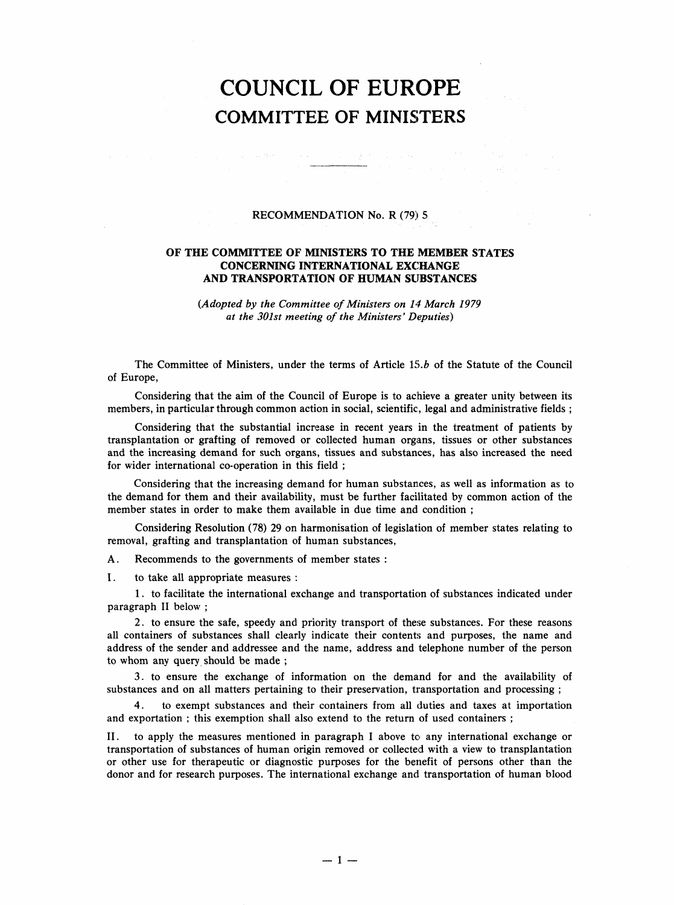# COUNCIL OF EUROPE
## COMMITTEE OF MINISTERS

---

RECOMMENDATION No. R (79) 5

### OF THE COMMITTEE OF MINISTERS TO THE MEMBER STATES CONCERNING INTERNATIONAL EXCHANGE AND TRANSPORTATION OF HUMAN SUBSTANCES

*(Adopted by the Committee of Ministers on 14 March 1979 at the 301st meeting of the Ministers' Deputies)*

The Committee of Ministers, under the terms of Article 15.*b* of the Statute of the Council of Europe,

Considering that the aim of the Council of Europe is to achieve a greater unity between its members, in particular through common action in social, scientific, legal and administrative fields ;

Considering that the substantial increase in recent years in the treatment of patients by transplantation or grafting of removed or collected human organs, tissues or other substances and the increasing demand for such organs, tissues and substances, has also increased the need for wider international co-operation in this field ;

Considering that the increasing demand for human substances, as well as information as to the demand for them and their availability, must be further facilitated by common action of the member states in order to make them available in due time and condition ;

Considering Resolution (78) 29 on harmonisation of legislation of member states relating to removal, grafting and transplantation of human substances,

A. Recommends to the governments of member states :

I. to take all appropriate measures :

1. to facilitate the international exchange and transportation of substances indicated under paragraph II below ;

2. to ensure the safe, speedy and priority transport of these substances. For these reasons all containers of substances shall clearly indicate their contents and purposes, the name and address of the sender and addressee and the name, address and telephone number of the person to whom any query should be made ;

3. to ensure the exchange of information on the demand for and the availability of substances and on all matters pertaining to their preservation, transportation and processing ;

4. to exempt substances and their containers from all duties and taxes at importation and exportation ; this exemption shall also extend to the return of used containers ;

II. to apply the measures mentioned in paragraph I above to any international exchange or transportation of substances of human origin removed or collected with a view to transplantation or other use for therapeutic or diagnostic purposes for the benefit of persons other than the donor and for research purposes. The international exchange and transportation of human blood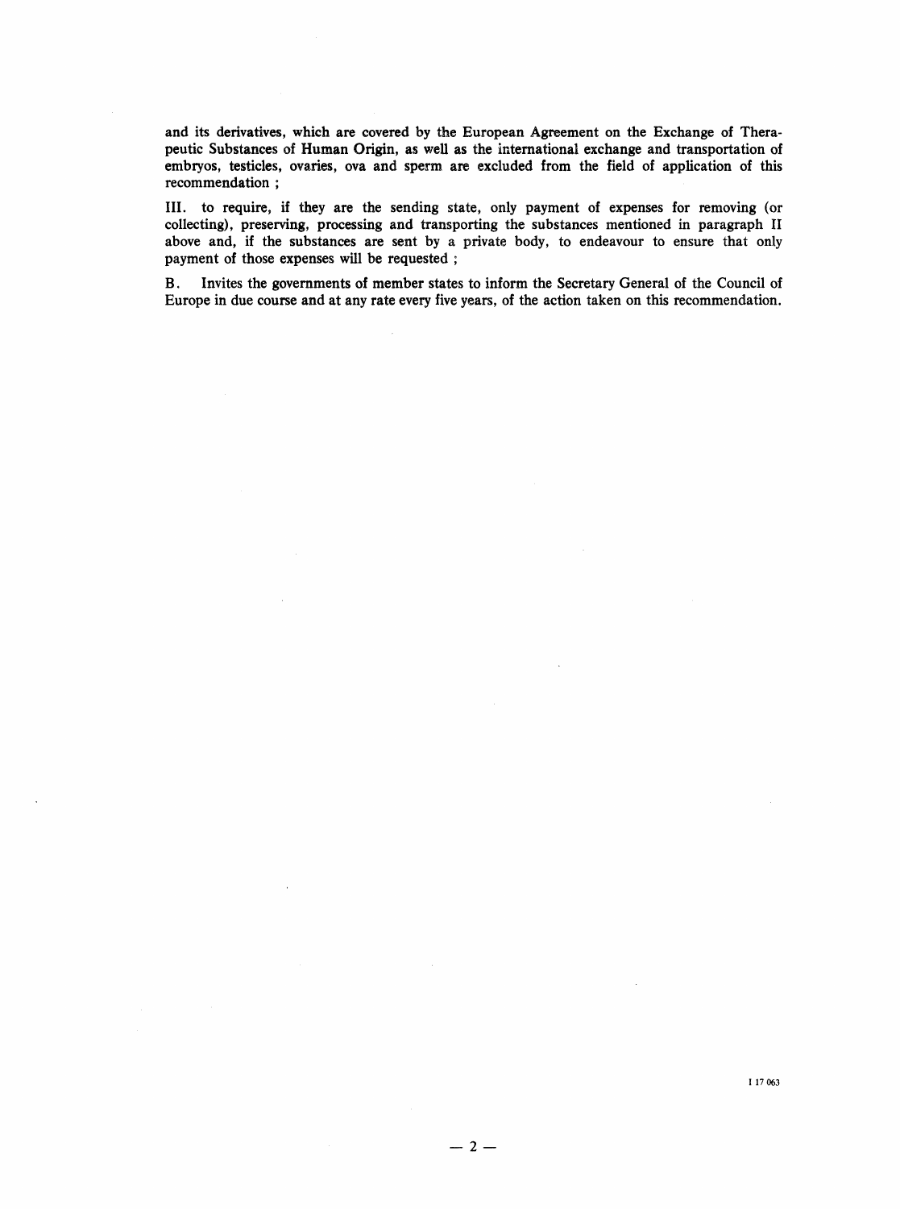and its derivatives, which are covered by the European Agreement on the Exchange of Therapeutic Substances of Human Origin, as well as the international exchange and transportation of embryos, testicles, ovaries, ova and sperm are excluded from the field of application of this recommendation ;

III. to require, if they are the sending state, only payment of expenses for removing (or collecting), preserving, processing and transporting the substances mentioned in paragraph II above and, if the substances are sent by a private body, to endeavour to ensure that only payment of those expenses will be requested ;

B. Invites the governments of member states to inform the Secretary General of the Council of Europe in due course and at any rate every five years, of the action taken on this recommendation.

I 17 063